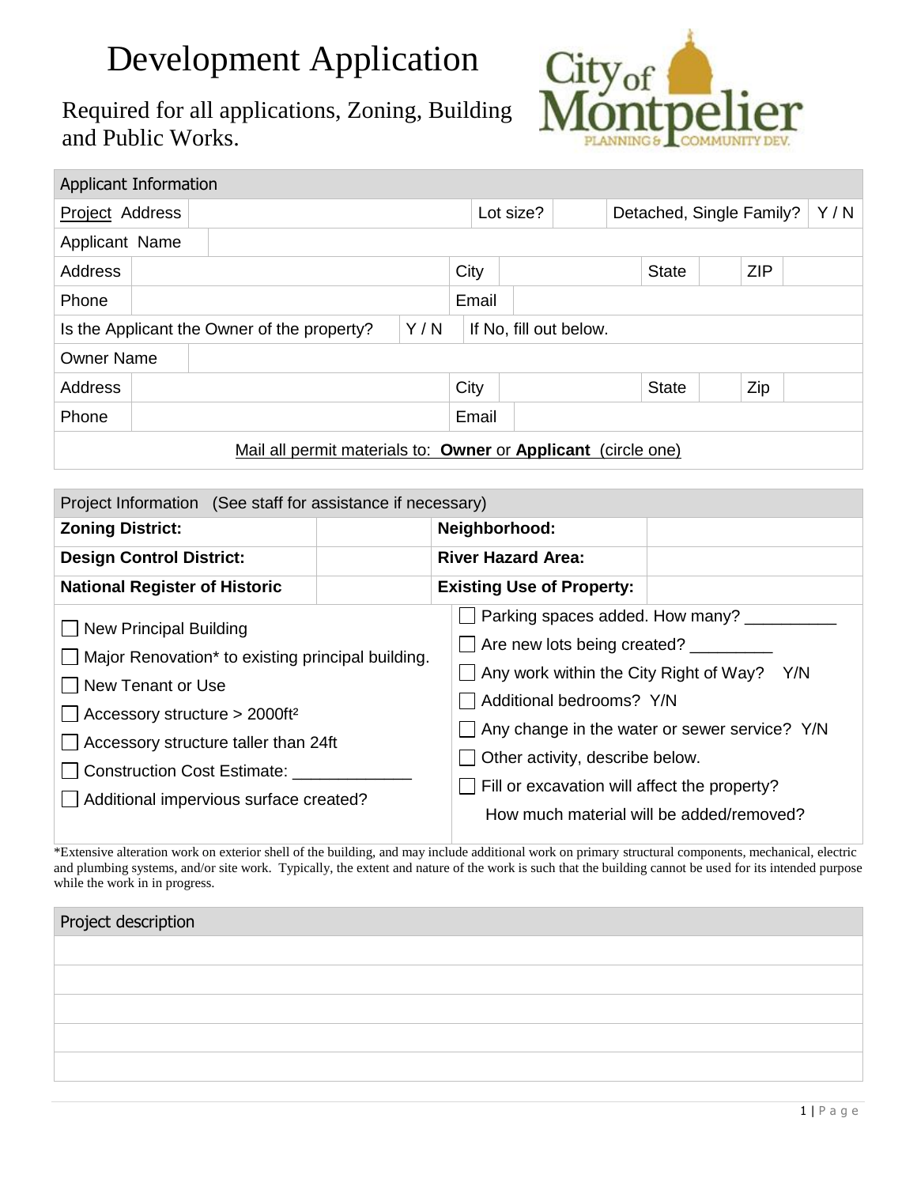# Development Application

Required for all applications, Zoning, Building and Public Works.

City of Montpelier PLANNING & COMMUNITY DEV.

| Applicant Information | | | | | | | |
|---|---|---|---|---|---|---|---|
| Project Address | | | Lot size? | | Detached, Single Family? | Y / N | |
| Applicant Name | | | | | | | |
| Address | | City | | State | | ZIP | |
| Phone | | Email | | | | | |
| Is the Applicant the Owner of the property? | Y / N | If No, fill out below. | | | | | |
| Owner Name | | | | | | | |
| Address | | City | | State | | Zip | |
| Phone | | Email | | | | | |
| Mail all permit materials to: **Owner** or **Applicant** (circle one) | | | | | | | |

| Project Information (See staff for assistance if necessary) | | | |
|---|---|---|---|
| **Zoning District:** | | **Neighborhood:** | |
| **Design Control District:** | | **River Hazard Area:** | |
| **National Register of Historic** | | **Existing Use of Property:** | |

- ☐ New Principal Building
- ☐ Major Renovation* to existing principal building.
- ☐ New Tenant or Use
- ☐ Accessory structure > 2000ft²
- ☐ Accessory structure taller than 24ft
- ☐ Construction Cost Estimate: ____________
- ☐ Additional impervious surface created?
- ☐ Parking spaces added. How many? __________
- ☐ Are new lots being created? _________
- ☐ Any work within the City Right of Way? Y/N
- ☐ Additional bedrooms? Y/N
- ☐ Any change in the water or sewer service? Y/N
- ☐ Other activity, describe below.
- ☐ Fill or excavation will affect the property?
  How much material will be added/removed?

*Extensive alteration work on exterior shell of the building, and may include additional work on primary structural components, mechanical, electric and plumbing systems, and/or site work. Typically, the extent and nature of the work is such that the building cannot be used for its intended purpose while the work in in progress.

| Project description |
|---|
| |
| |
| |
| |
| |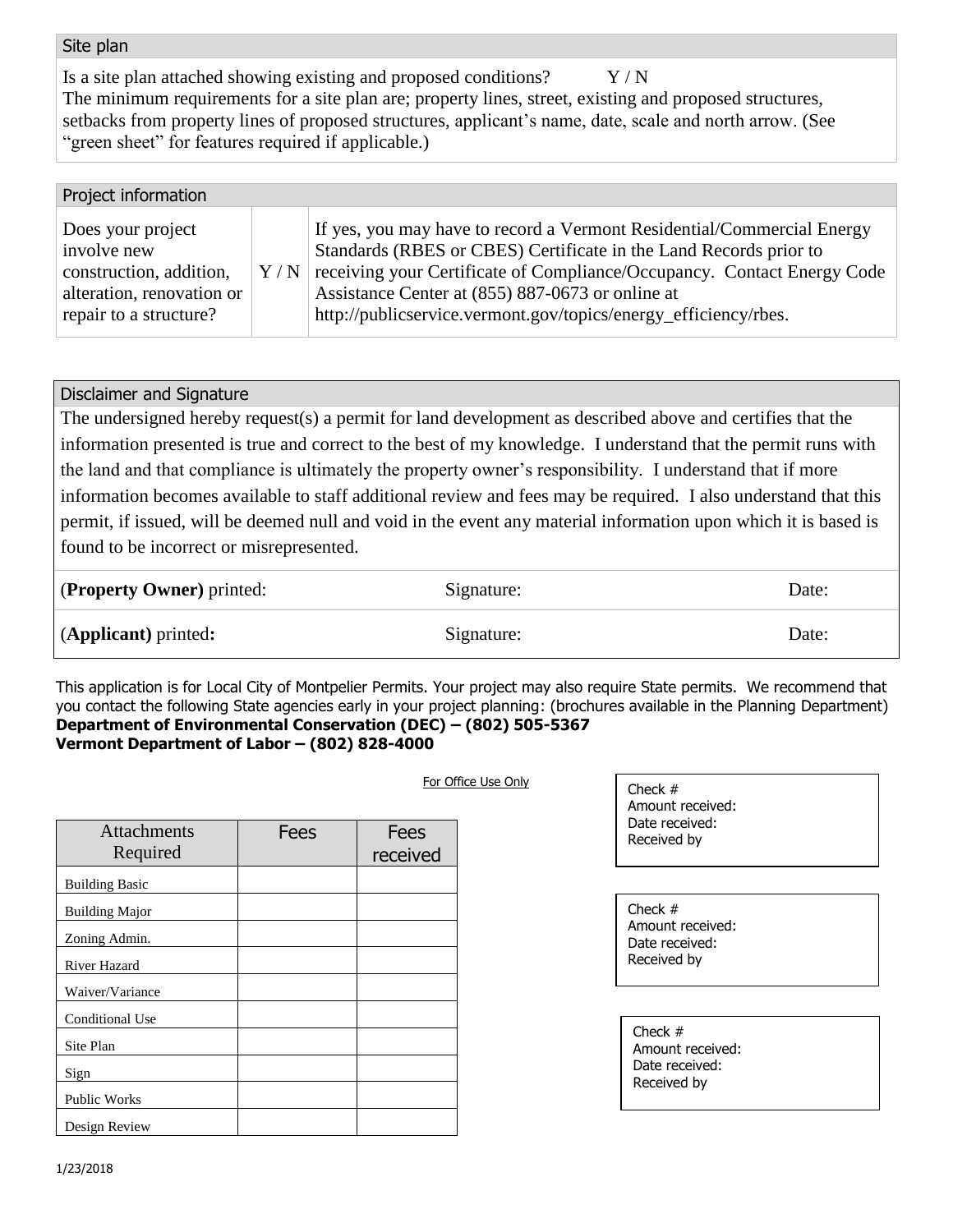## Site plan

Is a site plan attached showing existing and proposed conditions? Y / N

The minimum requirements for a site plan are; property lines, street, existing and proposed structures, setbacks from property lines of proposed structures, applicant's name, date, scale and north arrow. (See "green sheet" for features required if applicable.)

## Project information

| | | |
|---|---|---|
| Does your project involve new construction, addition, alteration, renovation or repair to a structure? | Y / N | If yes, you may have to record a Vermont Residential/Commercial Energy Standards (RBES or CBES) Certificate in the Land Records prior to receiving your Certificate of Compliance/Occupancy. Contact Energy Code Assistance Center at (855) 887-0673 or online at http://publicservice.vermont.gov/topics/energy_efficiency/rbes. |

## Disclaimer and Signature

The undersigned hereby request(s) a permit for land development as described above and certifies that the information presented is true and correct to the best of my knowledge. I understand that the permit runs with the land and that compliance is ultimately the property owner's responsibility. I understand that if more information becomes available to staff additional review and fees may be required. I also understand that this permit, if issued, will be deemed null and void in the event any material information upon which it is based is found to be incorrect or misrepresented.

| | | |
|---|---|---|
| (**Property Owner)** printed: | Signature: | Date: |
| (**Applicant)** printed**:** | Signature: | Date: |

This application is for Local City of Montpelier Permits. Your project may also require State permits. We recommend that you contact the following State agencies early in your project planning: (brochures available in the Planning Department)

**Department of Environmental Conservation (DEC) – (802) 505-5367**

**Vermont Department of Labor – (802) 828-4000**

For Office Use Only

| Attachments Required | Fees | Fees received |
|---|---|---|
| Building Basic | | |
| Building Major | | |
| Zoning Admin. | | |
| River Hazard | | |
| Waiver/Variance | | |
| Conditional Use | | |
| Site Plan | | |
| Sign | | |
| Public Works | | |
| Design Review | | |

Check #
Amount received:
Date received:
Received by

Check #
Amount received:
Date received:
Received by

Check #
Amount received:
Date received:
Received by

1/23/2018